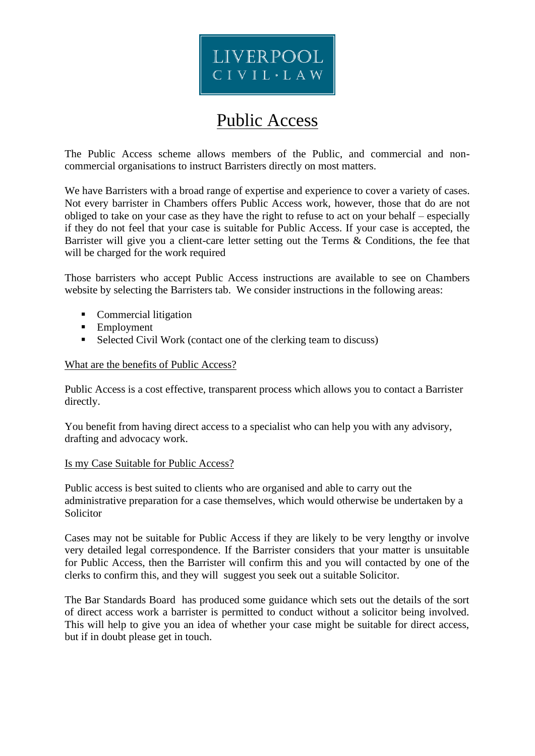LIVERPOOL
CIVIL·LAW

# Public Access

The Public Access scheme allows members of the Public, and commercial and non-commercial organisations to instruct Barristers directly on most matters.

We have Barristers with a broad range of expertise and experience to cover a variety of cases. Not every barrister in Chambers offers Public Access work, however, those that do are not obliged to take on your case as they have the right to refuse to act on your behalf – especially if they do not feel that your case is suitable for Public Access. If your case is accepted, the Barrister will give you a client-care letter setting out the Terms & Conditions, the fee that will be charged for the work required

Those barristers who accept Public Access instructions are available to see on Chambers website by selecting the Barristers tab. We consider instructions in the following areas:

- Commercial litigation
- Employment
- Selected Civil Work (contact one of the clerking team to discuss)

## What are the benefits of Public Access?

Public Access is a cost effective, transparent process which allows you to contact a Barrister directly.

You benefit from having direct access to a specialist who can help you with any advisory, drafting and advocacy work.

## Is my Case Suitable for Public Access?

Public access is best suited to clients who are organised and able to carry out the administrative preparation for a case themselves, which would otherwise be undertaken by a Solicitor

Cases may not be suitable for Public Access if they are likely to be very lengthy or involve very detailed legal correspondence. If the Barrister considers that your matter is unsuitable for Public Access, then the Barrister will confirm this and you will contacted by one of the clerks to confirm this, and they will suggest you seek out a suitable Solicitor.

The Bar Standards Board has produced some guidance which sets out the details of the sort of direct access work a barrister is permitted to conduct without a solicitor being involved. This will help to give you an idea of whether your case might be suitable for direct access, but if in doubt please get in touch.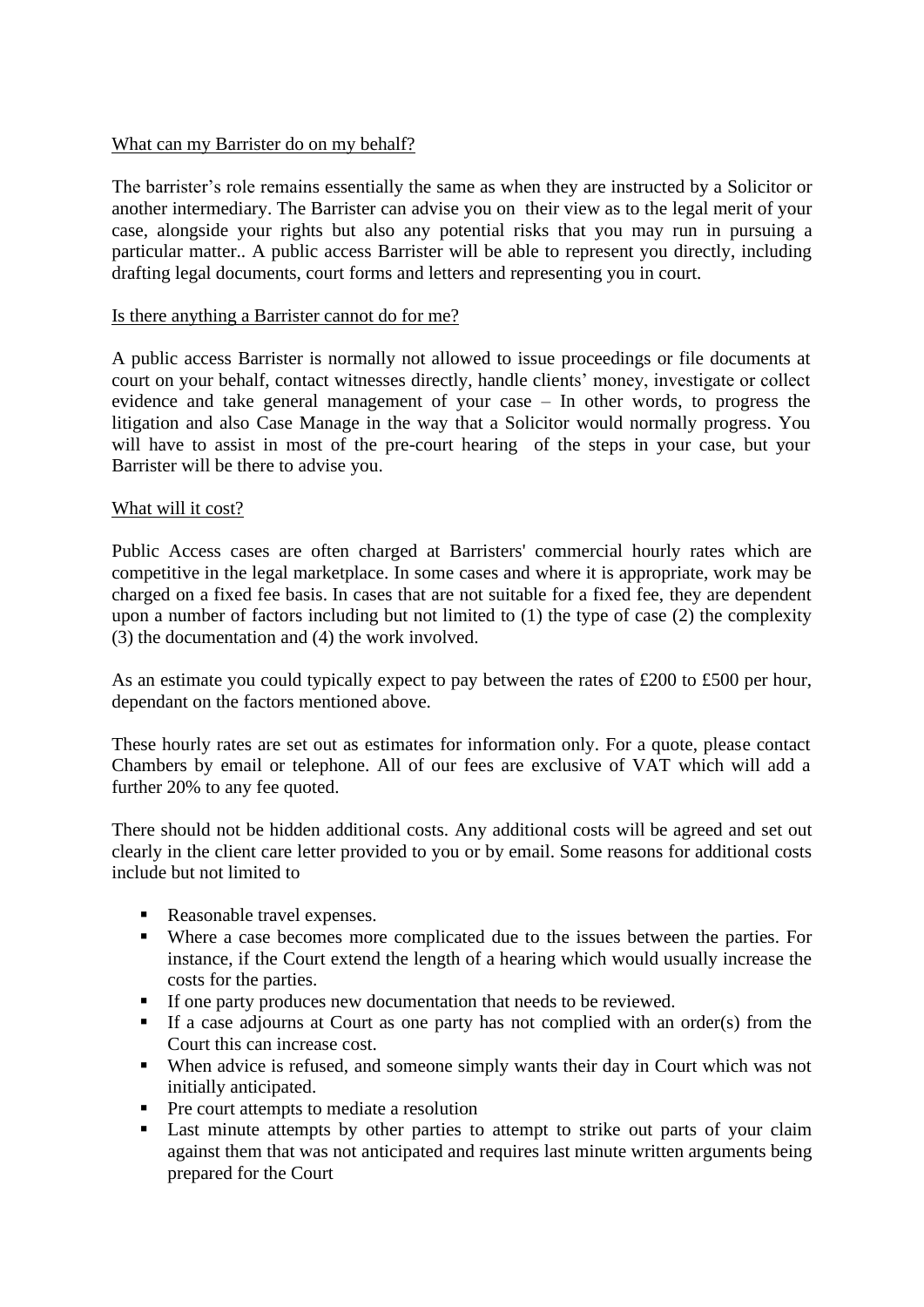What can my Barrister do on my behalf?

The barrister's role remains essentially the same as when they are instructed by a Solicitor or another intermediary. The Barrister can advise you on  their view as to the legal merit of your case, alongside your rights but also any potential risks that you may run in pursuing a particular matter.. A public access Barrister will be able to represent you directly, including drafting legal documents, court forms and letters and representing you in court.

Is there anything a Barrister cannot do for me?

A public access Barrister is normally not allowed to issue proceedings or file documents at court on your behalf, contact witnesses directly, handle clients' money, investigate or collect evidence and take general management of your case – In other words, to progress the litigation and also Case Manage in the way that a Solicitor would normally progress. You will have to assist in most of the pre-court hearing  of the steps in your case, but your Barrister will be there to advise you.

What will it cost?

Public Access cases are often charged at Barristers' commercial hourly rates which are competitive in the legal marketplace. In some cases and where it is appropriate, work may be charged on a fixed fee basis. In cases that are not suitable for a fixed fee, they are dependent upon a number of factors including but not limited to (1) the type of case (2) the complexity (3) the documentation and (4) the work involved.

As an estimate you could typically expect to pay between the rates of £200 to £500 per hour, dependant on the factors mentioned above.

These hourly rates are set out as estimates for information only. For a quote, please contact Chambers by email or telephone. All of our fees are exclusive of VAT which will add a further 20% to any fee quoted.

There should not be hidden additional costs. Any additional costs will be agreed and set out clearly in the client care letter provided to you or by email. Some reasons for additional costs include but not limited to

- Reasonable travel expenses.
- Where a case becomes more complicated due to the issues between the parties. For instance, if the Court extend the length of a hearing which would usually increase the costs for the parties.
- If one party produces new documentation that needs to be reviewed.
- If a case adjourns at Court as one party has not complied with an order(s) from the Court this can increase cost.
- When advice is refused, and someone simply wants their day in Court which was not initially anticipated.
- Pre court attempts to mediate a resolution
- Last minute attempts by other parties to attempt to strike out parts of your claim against them that was not anticipated and requires last minute written arguments being prepared for the Court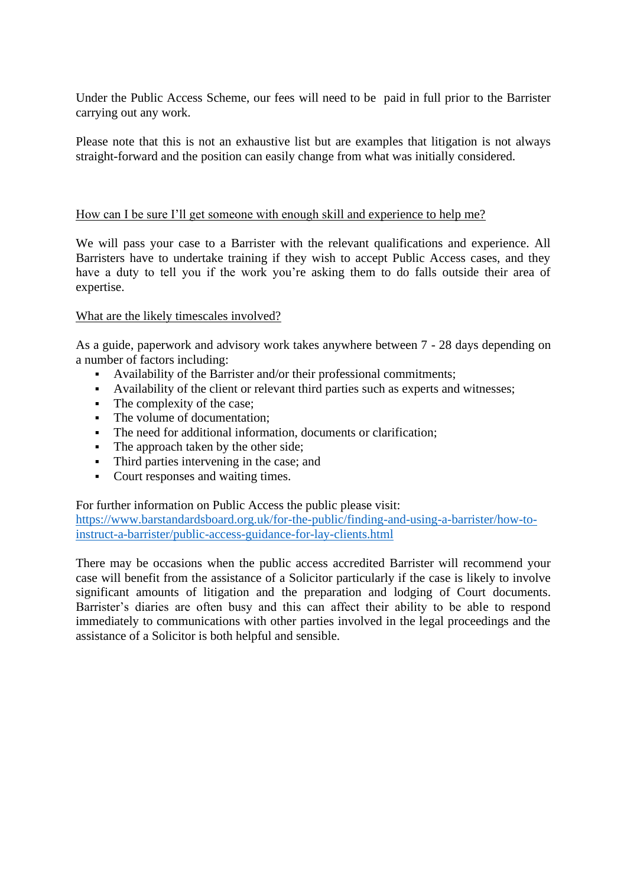Under the Public Access Scheme, our fees will need to be paid in full prior to the Barrister carrying out any work.

Please note that this is not an exhaustive list but are examples that litigation is not always straight-forward and the position can easily change from what was initially considered.

<u>How can I be sure I'll get someone with enough skill and experience to help me?</u>

We will pass your case to a Barrister with the relevant qualifications and experience. All Barristers have to undertake training if they wish to accept Public Access cases, and they have a duty to tell you if the work you're asking them to do falls outside their area of expertise.

<u>What are the likely timescales involved?</u>

As a guide, paperwork and advisory work takes anywhere between 7 - 28 days depending on a number of factors including:

- Availability of the Barrister and/or their professional commitments;
- Availability of the client or relevant third parties such as experts and witnesses;
- The complexity of the case;
- The volume of documentation;
- The need for additional information, documents or clarification;
- The approach taken by the other side;
- Third parties intervening in the case; and
- Court responses and waiting times.

For further information on Public Access the public please visit:
[https://www.barstandardsboard.org.uk/for-the-public/finding-and-using-a-barrister/how-to-instruct-a-barrister/public-access-guidance-for-lay-clients.html](https://www.barstandardsboard.org.uk/for-the-public/finding-and-using-a-barrister/how-to-instruct-a-barrister/public-access-guidance-for-lay-clients.html)

There may be occasions when the public access accredited Barrister will recommend your case will benefit from the assistance of a Solicitor particularly if the case is likely to involve significant amounts of litigation and the preparation and lodging of Court documents. Barrister's diaries are often busy and this can affect their ability to be able to respond immediately to communications with other parties involved in the legal proceedings and the assistance of a Solicitor is both helpful and sensible.